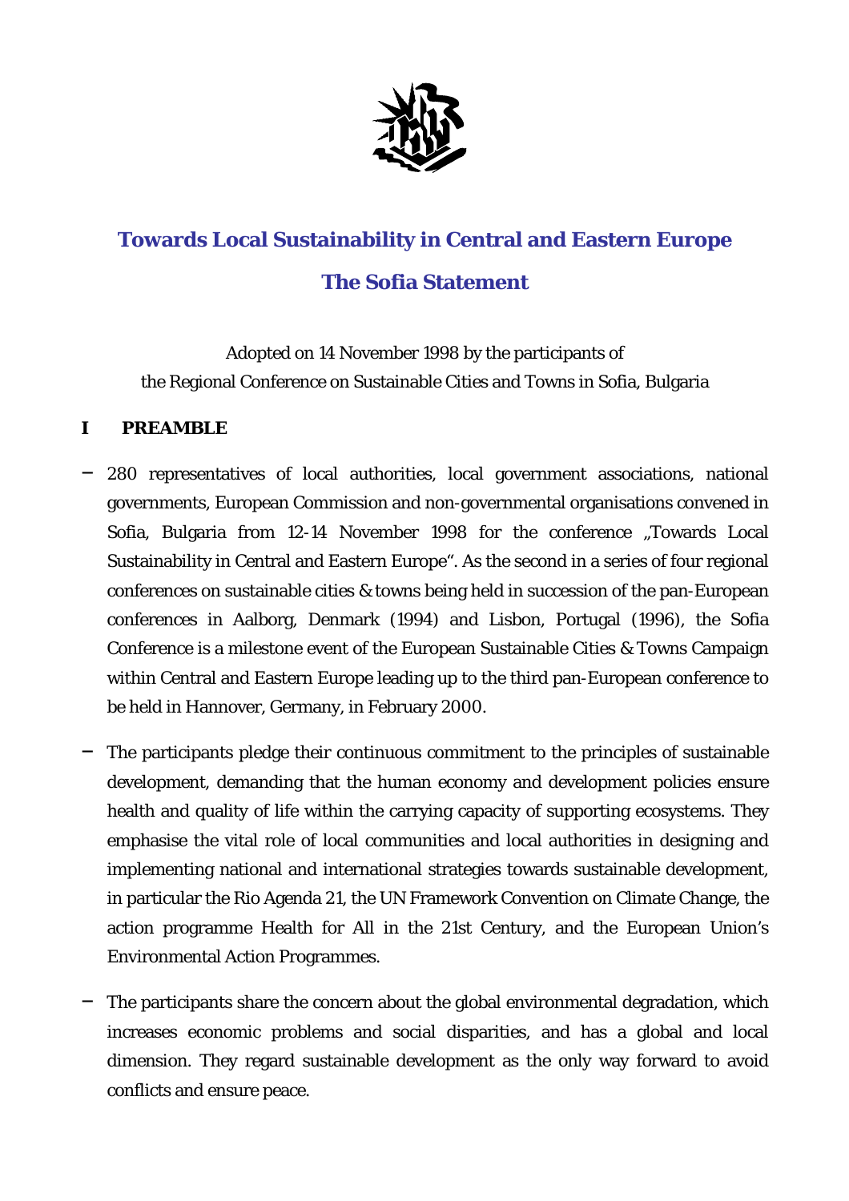# Towards Local Sustainability in Central and Eastern Europe

# The Sofia Statement

Adopted on 14 November 1998 by the participants of
the Regional Conference on Sustainable Cities and Towns in Sofia, Bulgaria

## I PREAMBLE

- 280 representatives of local authorities, local government associations, national governments, European Commission and non-governmental organisations convened in Sofia, Bulgaria from 12-14 November 1998 for the conference „Towards Local Sustainability in Central and Eastern Europe". As the second in a series of four regional conferences on sustainable cities & towns being held in succession of the pan-European conferences in Aalborg, Denmark (1994) and Lisbon, Portugal (1996), the Sofia Conference is a milestone event of the European Sustainable Cities & Towns Campaign within Central and Eastern Europe leading up to the third pan-European conference to be held in Hannover, Germany, in February 2000.

- The participants pledge their continuous commitment to the principles of sustainable development, demanding that the human economy and development policies ensure health and quality of life within the carrying capacity of supporting ecosystems. They emphasise the vital role of local communities and local authorities in designing and implementing national and international strategies towards sustainable development, in particular the Rio Agenda 21, the UN Framework Convention on Climate Change, the action programme Health for All in the 21st Century, and the European Union's Environmental Action Programmes.

- The participants share the concern about the global environmental degradation, which increases economic problems and social disparities, and has a global and local dimension. They regard sustainable development as the only way forward to avoid conflicts and ensure peace.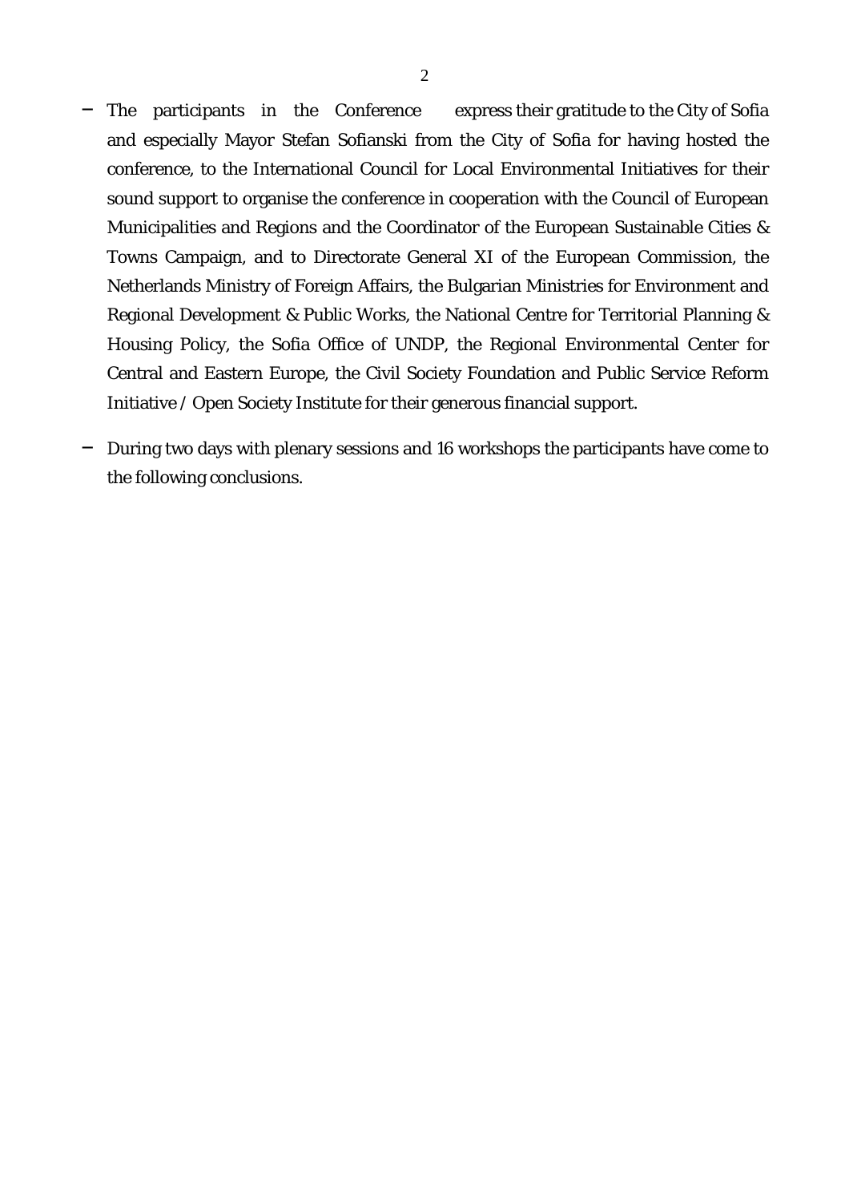- The participants in the Conference express their gratitude to the City of Sofia and especially Mayor Stefan Sofianski from the City of Sofia for having hosted the conference, to the International Council for Local Environmental Initiatives for their sound support to organise the conference in cooperation with the Council of European Municipalities and Regions and the Coordinator of the European Sustainable Cities & Towns Campaign, and to Directorate General XI of the European Commission, the Netherlands Ministry of Foreign Affairs, the Bulgarian Ministries for Environment and Regional Development & Public Works, the National Centre for Territorial Planning & Housing Policy, the Sofia Office of UNDP, the Regional Environmental Center for Central and Eastern Europe, the Civil Society Foundation and Public Service Reform Initiative / Open Society Institute for their generous financial support.
- During two days with plenary sessions and 16 workshops the participants have come to the following conclusions.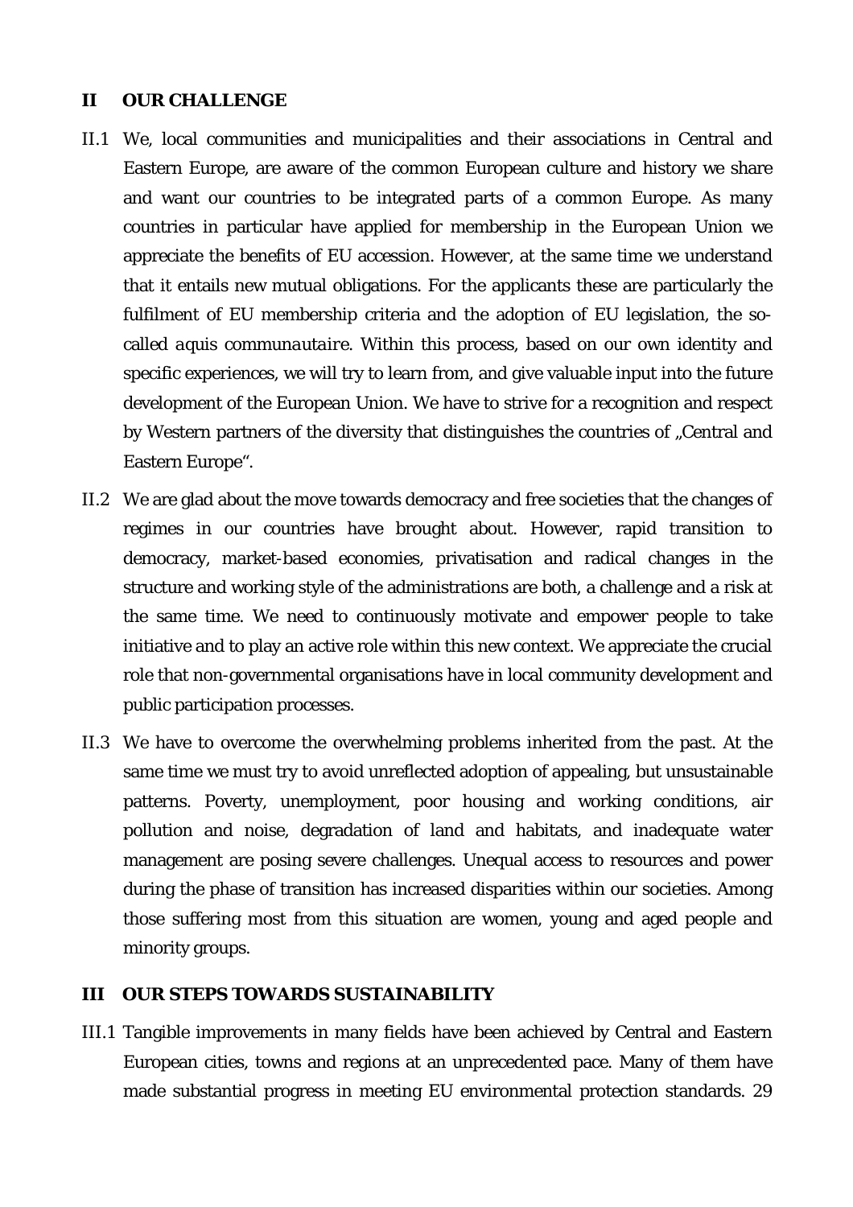## II OUR CHALLENGE

II.1 We, local communities and municipalities and their associations in Central and Eastern Europe, are aware of the common European culture and history we share and want our countries to be integrated parts of a common Europe. As many countries in particular have applied for membership in the European Union we appreciate the benefits of EU accession. However, at the same time we understand that it entails new mutual obligations. For the applicants these are particularly the fulfilment of EU membership criteria and the adoption of EU legislation, the so-called *aquis communautaire*. Within this process, based on our own identity and specific experiences, we will try to learn from, and give valuable input into the future development of the European Union. We have to strive for a recognition and respect by Western partners of the diversity that distinguishes the countries of „Central and Eastern Europe".

II.2 We are glad about the move towards democracy and free societies that the changes of regimes in our countries have brought about. However, rapid transition to democracy, market-based economies, privatisation and radical changes in the structure and working style of the administrations are both, a challenge and a risk at the same time. We need to continuously motivate and empower people to take initiative and to play an active role within this new context. We appreciate the crucial role that non-governmental organisations have in local community development and public participation processes.

II.3 We have to overcome the overwhelming problems inherited from the past. At the same time we must try to avoid unreflected adoption of appealing, but unsustainable patterns. Poverty, unemployment, poor housing and working conditions, air pollution and noise, degradation of land and habitats, and inadequate water management are posing severe challenges. Unequal access to resources and power during the phase of transition has increased disparities within our societies. Among those suffering most from this situation are women, young and aged people and minority groups.

## III OUR STEPS TOWARDS SUSTAINABILITY

III.1 Tangible improvements in many fields have been achieved by Central and Eastern European cities, towns and regions at an unprecedented pace. Many of them have made substantial progress in meeting EU environmental protection standards. 29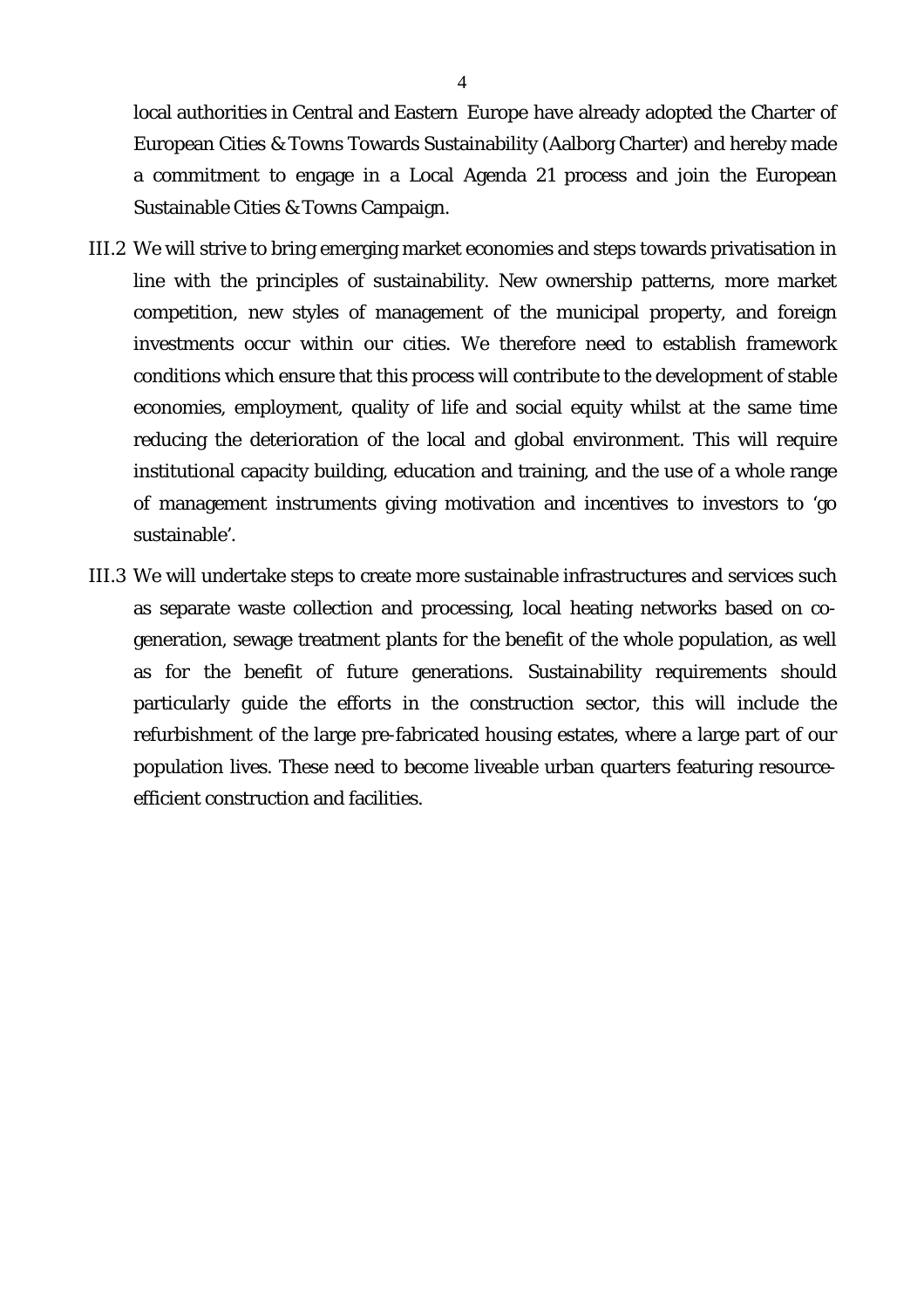local authorities in Central and Eastern Europe have already adopted the Charter of European Cities & Towns Towards Sustainability (Aalborg Charter) and hereby made a commitment to engage in a Local Agenda 21 process and join the European Sustainable Cities & Towns Campaign.

III.2 We will strive to bring emerging market economies and steps towards privatisation in line with the principles of sustainability. New ownership patterns, more market competition, new styles of management of the municipal property, and foreign investments occur within our cities. We therefore need to establish framework conditions which ensure that this process will contribute to the development of stable economies, employment, quality of life and social equity whilst at the same time reducing the deterioration of the local and global environment. This will require institutional capacity building, education and training, and the use of a whole range of management instruments giving motivation and incentives to investors to 'go sustainable'.

III.3 We will undertake steps to create more sustainable infrastructures and services such as separate waste collection and processing, local heating networks based on co-generation, sewage treatment plants for the benefit of the whole population, as well as for the benefit of future generations. Sustainability requirements should particularly guide the efforts in the construction sector, this will include the refurbishment of the large pre-fabricated housing estates, where a large part of our population lives. These need to become liveable urban quarters featuring resource-efficient construction and facilities.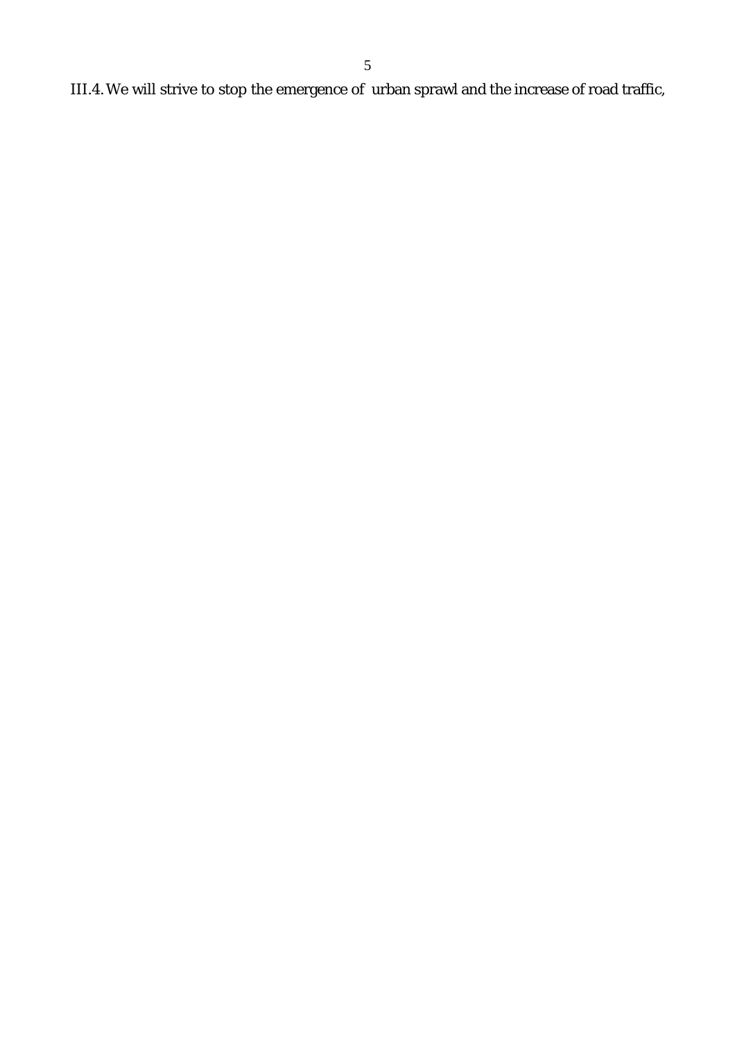III.4. We will strive to stop the emergence of  urban sprawl and the increase of road traffic,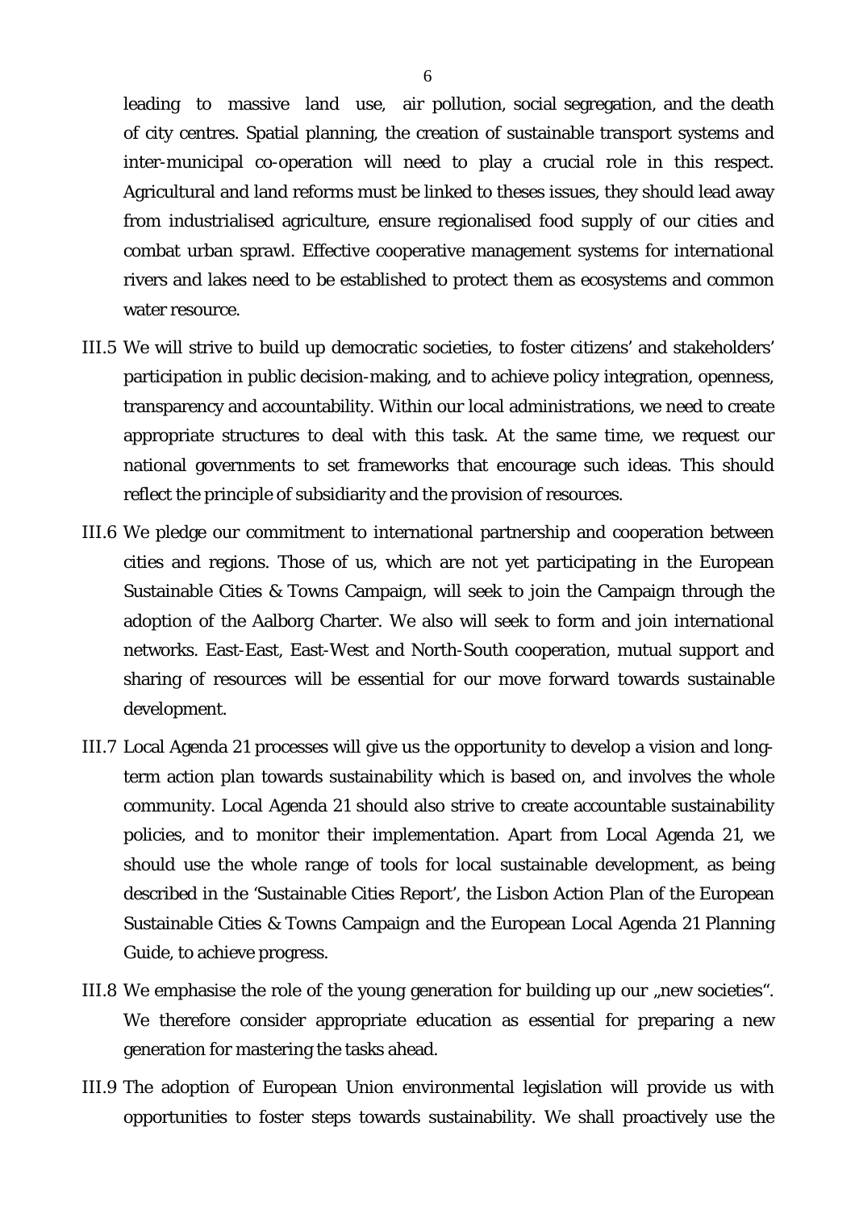leading to massive land use, air pollution, social segregation, and the death of city centres. Spatial planning, the creation of sustainable transport systems and inter-municipal co-operation will need to play a crucial role in this respect. Agricultural and land reforms must be linked to theses issues, they should lead away from industrialised agriculture, ensure regionalised food supply of our cities and combat urban sprawl. Effective cooperative management systems for international rivers and lakes need to be established to protect them as ecosystems and common water resource.

III.5 We will strive to build up democratic societies, to foster citizens' and stakeholders' participation in public decision-making, and to achieve policy integration, openness, transparency and accountability. Within our local administrations, we need to create appropriate structures to deal with this task. At the same time, we request our national governments to set frameworks that encourage such ideas. This should reflect the principle of subsidiarity and the provision of resources.

III.6 We pledge our commitment to international partnership and cooperation between cities and regions. Those of us, which are not yet participating in the European Sustainable Cities & Towns Campaign, will seek to join the Campaign through the adoption of the Aalborg Charter. We also will seek to form and join international networks. East-East, East-West and North-South cooperation, mutual support and sharing of resources will be essential for our move forward towards sustainable development.

III.7 Local Agenda 21 processes will give us the opportunity to develop a vision and long-term action plan towards sustainability which is based on, and involves the whole community. Local Agenda 21 should also strive to create accountable sustainability policies, and to monitor their implementation. Apart from Local Agenda 21, we should use the whole range of tools for local sustainable development, as being described in the 'Sustainable Cities Report', the Lisbon Action Plan of the European Sustainable Cities & Towns Campaign and the European Local Agenda 21 Planning Guide, to achieve progress.

III.8 We emphasise the role of the young generation for building up our „new societies". We therefore consider appropriate education as essential for preparing a new generation for mastering the tasks ahead.

III.9 The adoption of European Union environmental legislation will provide us with opportunities to foster steps towards sustainability. We shall proactively use the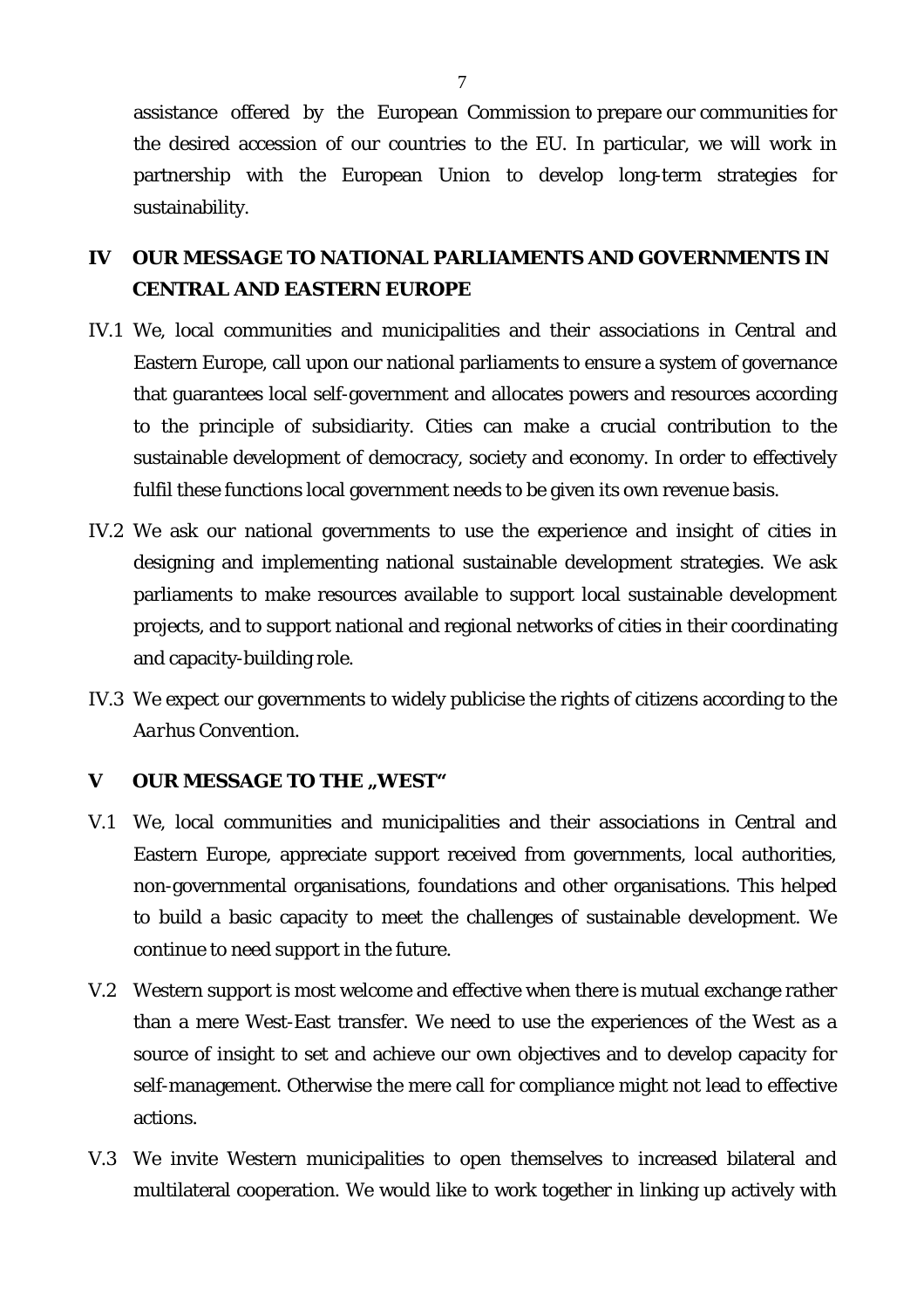assistance offered by the European Commission to prepare our communities for the desired accession of our countries to the EU. In particular, we will work in partnership with the European Union to develop long-term strategies for sustainability.

## IV OUR MESSAGE TO NATIONAL PARLIAMENTS AND GOVERNMENTS IN CENTRAL AND EASTERN EUROPE

IV.1 We, local communities and municipalities and their associations in Central and Eastern Europe, call upon our national parliaments to ensure a system of governance that guarantees local self-government and allocates powers and resources according to the principle of subsidiarity. Cities can make a crucial contribution to the sustainable development of democracy, society and economy. In order to effectively fulfil these functions local government needs to be given its own revenue basis.

IV.2 We ask our national governments to use the experience and insight of cities in designing and implementing national sustainable development strategies. We ask parliaments to make resources available to support local sustainable development projects, and to support national and regional networks of cities in their coordinating and capacity-building role.

IV.3 We expect our governments to widely publicise the rights of citizens according to the *Aarhus* Convention.

## V OUR MESSAGE TO THE „WEST"

V.1 We, local communities and municipalities and their associations in Central and Eastern Europe, appreciate support received from governments, local authorities, non-governmental organisations, foundations and other organisations. This helped to build a basic capacity to meet the challenges of sustainable development. We continue to need support in the future.

V.2 Western support is most welcome and effective when there is mutual exchange rather than a mere West-East transfer. We need to use the experiences of the West as a source of insight to set and achieve our own objectives and to develop capacity for self-management. Otherwise the mere call for compliance might not lead to effective actions.

V.3 We invite Western municipalities to open themselves to increased bilateral and multilateral cooperation. We would like to work together in linking up actively with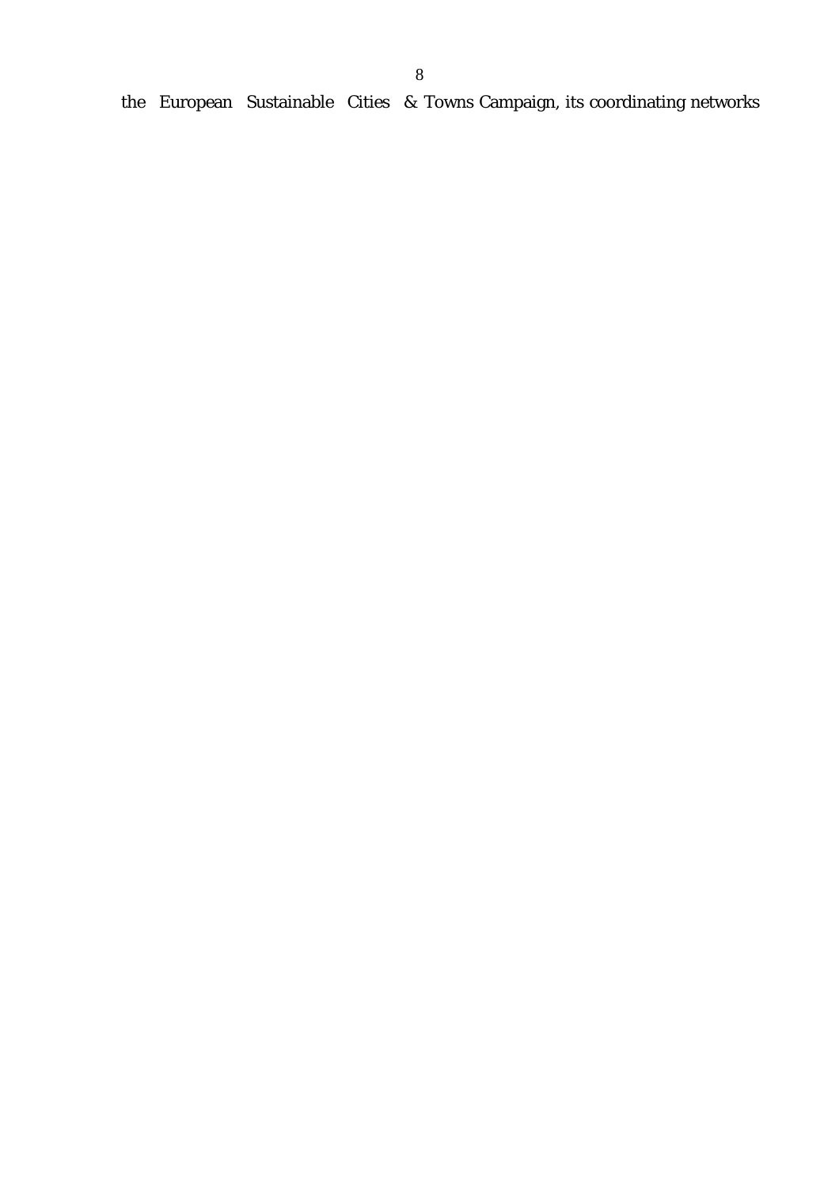the European Sustainable Cities & Towns Campaign, its coordinating networks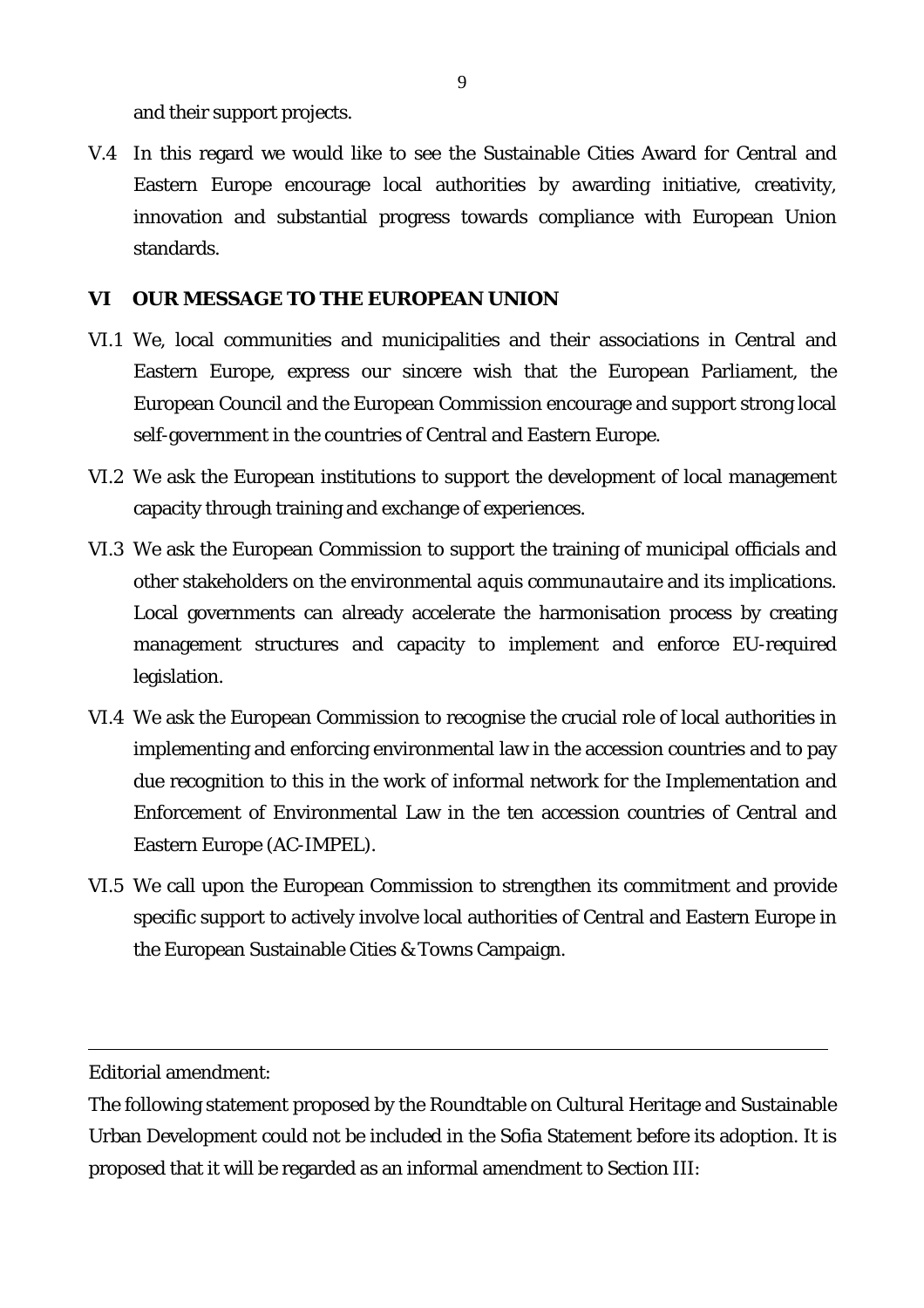and their support projects.

V.4 In this regard we would like to see the Sustainable Cities Award for Central and Eastern Europe encourage local authorities by awarding initiative, creativity, innovation and substantial progress towards compliance with European Union standards.

## VI OUR MESSAGE TO THE EUROPEAN UNION

VI.1 We, local communities and municipalities and their associations in Central and Eastern Europe, express our sincere wish that the European Parliament, the European Council and the European Commission encourage and support strong local self-government in the countries of Central and Eastern Europe.

VI.2 We ask the European institutions to support the development of local management capacity through training and exchange of experiences.

VI.3 We ask the European Commission to support the training of municipal officials and other stakeholders on the environmental *aquis communautaire* and its implications. Local governments can already accelerate the harmonisation process by creating management structures and capacity to implement and enforce EU-required legislation.

VI.4 We ask the European Commission to recognise the crucial role of local authorities in implementing and enforcing environmental law in the accession countries and to pay due recognition to this in the work of informal network for the Implementation and Enforcement of Environmental Law in the ten accession countries of Central and Eastern Europe (AC-IMPEL).

VI.5 We call upon the European Commission to strengthen its commitment and provide specific support to actively involve local authorities of Central and Eastern Europe in the European Sustainable Cities & Towns Campaign.

---

Editorial amendment:

The following statement proposed by the Roundtable on Cultural Heritage and Sustainable Urban Development could not be included in the Sofia Statement before its adoption. It is proposed that it will be regarded as an informal amendment to Section III: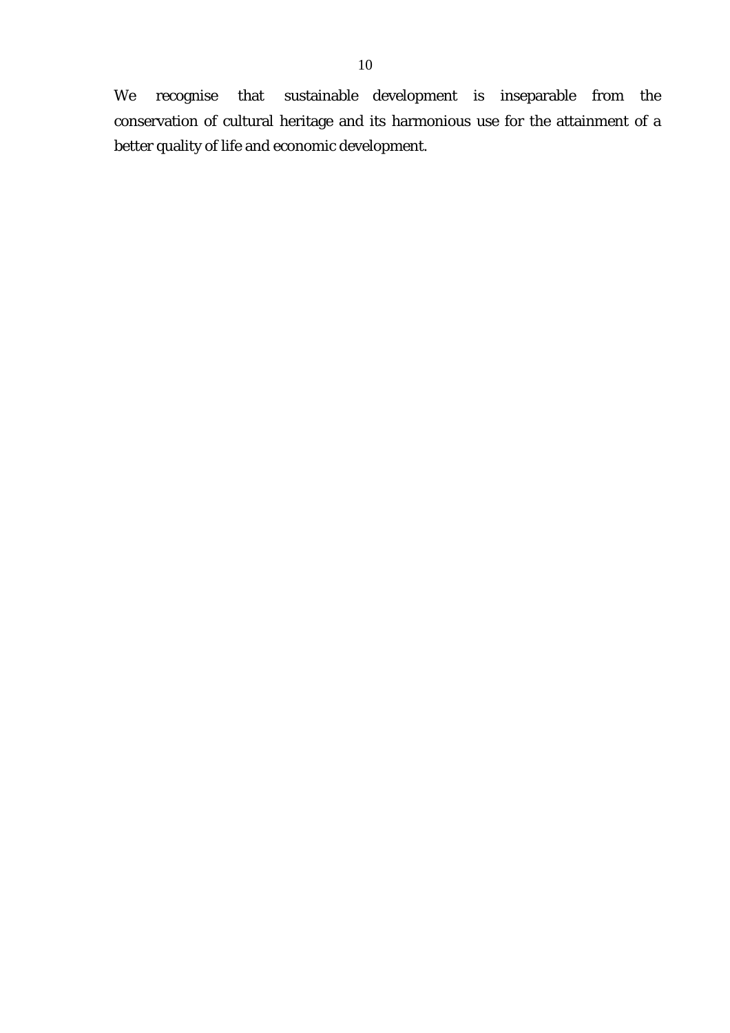We recognise that sustainable development is inseparable from the conservation of cultural heritage and its harmonious use for the attainment of a better quality of life and economic development.